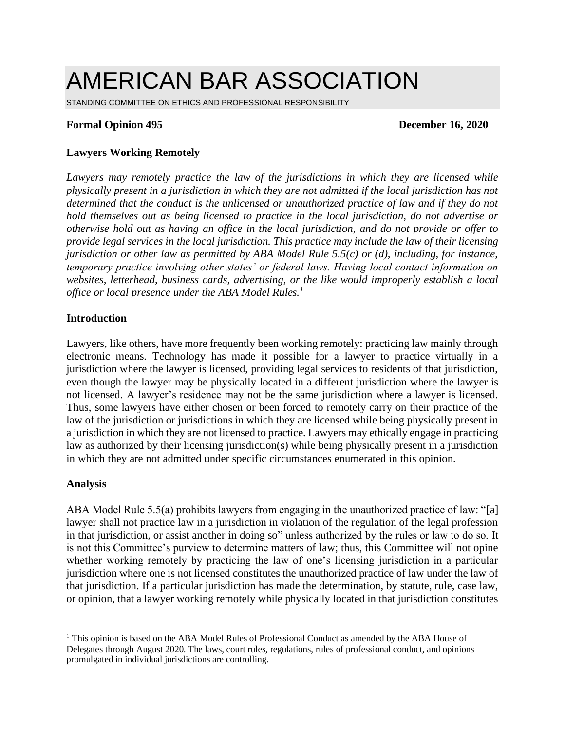# AMERICAN BAR ASSOCIATION

STANDING COMMITTEE ON ETHICS AND PROFESSIONAL RESPONSIBILITY

**Formal Opinion 495** **December 16, 2020**

**Lawyers Working Remotely**

*Lawyers may remotely practice the law of the jurisdictions in which they are licensed while physically present in a jurisdiction in which they are not admitted if the local jurisdiction has not determined that the conduct is the unlicensed or unauthorized practice of law and if they do not hold themselves out as being licensed to practice in the local jurisdiction, do not advertise or otherwise hold out as having an office in the local jurisdiction, and do not provide or offer to provide legal services in the local jurisdiction. This practice may include the law of their licensing jurisdiction or other law as permitted by ABA Model Rule 5.5(c) or (d), including, for instance, temporary practice involving other states' or federal laws. Having local contact information on websites, letterhead, business cards, advertising, or the like would improperly establish a local office or local presence under the ABA Model Rules.*[1]

## Introduction

Lawyers, like others, have more frequently been working remotely: practicing law mainly through electronic means. Technology has made it possible for a lawyer to practice virtually in a jurisdiction where the lawyer is licensed, providing legal services to residents of that jurisdiction, even though the lawyer may be physically located in a different jurisdiction where the lawyer is not licensed. A lawyer's residence may not be the same jurisdiction where a lawyer is licensed. Thus, some lawyers have either chosen or been forced to remotely carry on their practice of the law of the jurisdiction or jurisdictions in which they are licensed while being physically present in a jurisdiction in which they are not licensed to practice. Lawyers may ethically engage in practicing law as authorized by their licensing jurisdiction(s) while being physically present in a jurisdiction in which they are not admitted under specific circumstances enumerated in this opinion.

## Analysis

ABA Model Rule 5.5(a) prohibits lawyers from engaging in the unauthorized practice of law: "[a] lawyer shall not practice law in a jurisdiction in violation of the regulation of the legal profession in that jurisdiction, or assist another in doing so" unless authorized by the rules or law to do so. It is not this Committee's purview to determine matters of law; thus, this Committee will not opine whether working remotely by practicing the law of one's licensing jurisdiction in a particular jurisdiction where one is not licensed constitutes the unauthorized practice of law under the law of that jurisdiction. If a particular jurisdiction has made the determination, by statute, rule, case law, or opinion, that a lawyer working remotely while physically located in that jurisdiction constitutes

---

[1] This opinion is based on the ABA Model Rules of Professional Conduct as amended by the ABA House of Delegates through August 2020. The laws, court rules, regulations, rules of professional conduct, and opinions promulgated in individual jurisdictions are controlling.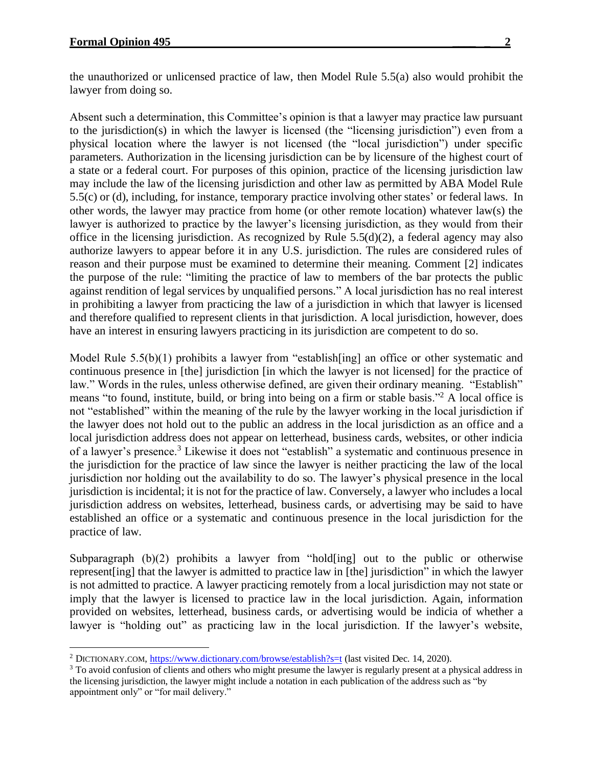the unauthorized or unlicensed practice of law, then Model Rule 5.5(a) also would prohibit the lawyer from doing so.

Absent such a determination, this Committee's opinion is that a lawyer may practice law pursuant to the jurisdiction(s) in which the lawyer is licensed (the "licensing jurisdiction") even from a physical location where the lawyer is not licensed (the "local jurisdiction") under specific parameters. Authorization in the licensing jurisdiction can be by licensure of the highest court of a state or a federal court. For purposes of this opinion, practice of the licensing jurisdiction law may include the law of the licensing jurisdiction and other law as permitted by ABA Model Rule 5.5(c) or (d), including, for instance, temporary practice involving other states' or federal laws. In other words, the lawyer may practice from home (or other remote location) whatever law(s) the lawyer is authorized to practice by the lawyer's licensing jurisdiction, as they would from their office in the licensing jurisdiction. As recognized by Rule 5.5(d)(2), a federal agency may also authorize lawyers to appear before it in any U.S. jurisdiction. The rules are considered rules of reason and their purpose must be examined to determine their meaning. Comment [2] indicates the purpose of the rule: "limiting the practice of law to members of the bar protects the public against rendition of legal services by unqualified persons." A local jurisdiction has no real interest in prohibiting a lawyer from practicing the law of a jurisdiction in which that lawyer is licensed and therefore qualified to represent clients in that jurisdiction. A local jurisdiction, however, does have an interest in ensuring lawyers practicing in its jurisdiction are competent to do so.

Model Rule 5.5(b)(1) prohibits a lawyer from "establish[ing] an office or other systematic and continuous presence in [the] jurisdiction [in which the lawyer is not licensed] for the practice of law." Words in the rules, unless otherwise defined, are given their ordinary meaning. "Establish" means "to found, institute, build, or bring into being on a firm or stable basis."[2] A local office is not "established" within the meaning of the rule by the lawyer working in the local jurisdiction if the lawyer does not hold out to the public an address in the local jurisdiction as an office and a local jurisdiction address does not appear on letterhead, business cards, websites, or other indicia of a lawyer's presence.[3] Likewise it does not "establish" a systematic and continuous presence in the jurisdiction for the practice of law since the lawyer is neither practicing the law of the local jurisdiction nor holding out the availability to do so. The lawyer's physical presence in the local jurisdiction is incidental; it is not for the practice of law. Conversely, a lawyer who includes a local jurisdiction address on websites, letterhead, business cards, or advertising may be said to have established an office or a systematic and continuous presence in the local jurisdiction for the practice of law.

Subparagraph (b)(2) prohibits a lawyer from "hold[ing] out to the public or otherwise represent[ing] that the lawyer is admitted to practice law in [the] jurisdiction" in which the lawyer is not admitted to practice. A lawyer practicing remotely from a local jurisdiction may not state or imply that the lawyer is licensed to practice law in the local jurisdiction. Again, information provided on websites, letterhead, business cards, or advertising would be indicia of whether a lawyer is "holding out" as practicing law in the local jurisdiction. If the lawyer's website,

---

[2] DICTIONARY.COM, https://www.dictionary.com/browse/establish?s=t (last visited Dec. 14, 2020).

[3] To avoid confusion of clients and others who might presume the lawyer is regularly present at a physical address in the licensing jurisdiction, the lawyer might include a notation in each publication of the address such as "by appointment only" or "for mail delivery."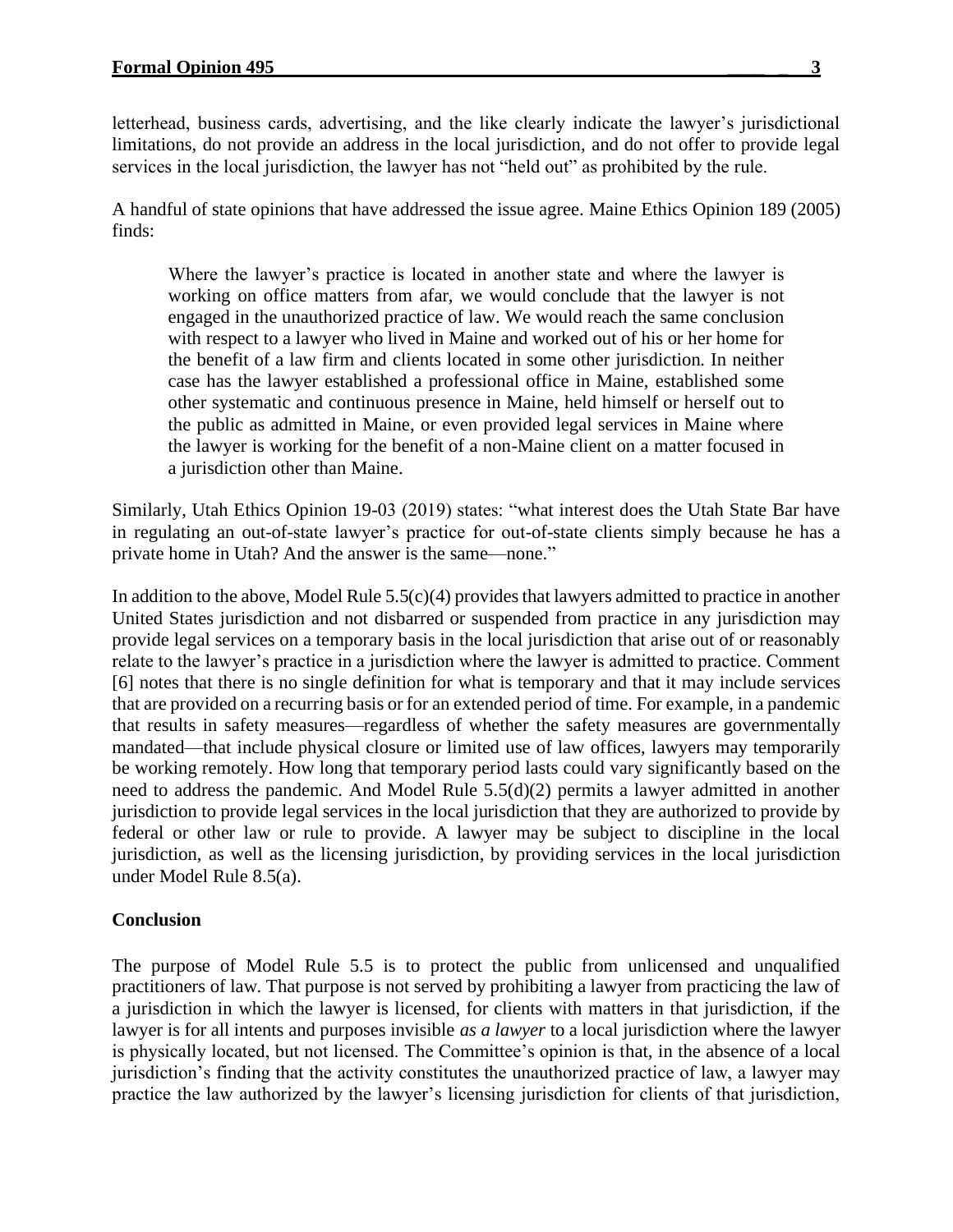letterhead, business cards, advertising, and the like clearly indicate the lawyer's jurisdictional limitations, do not provide an address in the local jurisdiction, and do not offer to provide legal services in the local jurisdiction, the lawyer has not "held out" as prohibited by the rule.

A handful of state opinions that have addressed the issue agree. Maine Ethics Opinion 189 (2005) finds:

> Where the lawyer's practice is located in another state and where the lawyer is working on office matters from afar, we would conclude that the lawyer is not engaged in the unauthorized practice of law. We would reach the same conclusion with respect to a lawyer who lived in Maine and worked out of his or her home for the benefit of a law firm and clients located in some other jurisdiction. In neither case has the lawyer established a professional office in Maine, established some other systematic and continuous presence in Maine, held himself or herself out to the public as admitted in Maine, or even provided legal services in Maine where the lawyer is working for the benefit of a non-Maine client on a matter focused in a jurisdiction other than Maine.

Similarly, Utah Ethics Opinion 19-03 (2019) states: "what interest does the Utah State Bar have in regulating an out-of-state lawyer's practice for out-of-state clients simply because he has a private home in Utah? And the answer is the same—none."

In addition to the above, Model Rule 5.5(c)(4) provides that lawyers admitted to practice in another United States jurisdiction and not disbarred or suspended from practice in any jurisdiction may provide legal services on a temporary basis in the local jurisdiction that arise out of or reasonably relate to the lawyer's practice in a jurisdiction where the lawyer is admitted to practice. Comment [6] notes that there is no single definition for what is temporary and that it may include services that are provided on a recurring basis or for an extended period of time. For example, in a pandemic that results in safety measures—regardless of whether the safety measures are governmentally mandated—that include physical closure or limited use of law offices, lawyers may temporarily be working remotely. How long that temporary period lasts could vary significantly based on the need to address the pandemic. And Model Rule 5.5(d)(2) permits a lawyer admitted in another jurisdiction to provide legal services in the local jurisdiction that they are authorized to provide by federal or other law or rule to provide. A lawyer may be subject to discipline in the local jurisdiction, as well as the licensing jurisdiction, by providing services in the local jurisdiction under Model Rule 8.5(a).

## Conclusion

The purpose of Model Rule 5.5 is to protect the public from unlicensed and unqualified practitioners of law. That purpose is not served by prohibiting a lawyer from practicing the law of a jurisdiction in which the lawyer is licensed, for clients with matters in that jurisdiction, if the lawyer is for all intents and purposes invisible *as a lawyer* to a local jurisdiction where the lawyer is physically located, but not licensed. The Committee's opinion is that, in the absence of a local jurisdiction's finding that the activity constitutes the unauthorized practice of law, a lawyer may practice the law authorized by the lawyer's licensing jurisdiction for clients of that jurisdiction,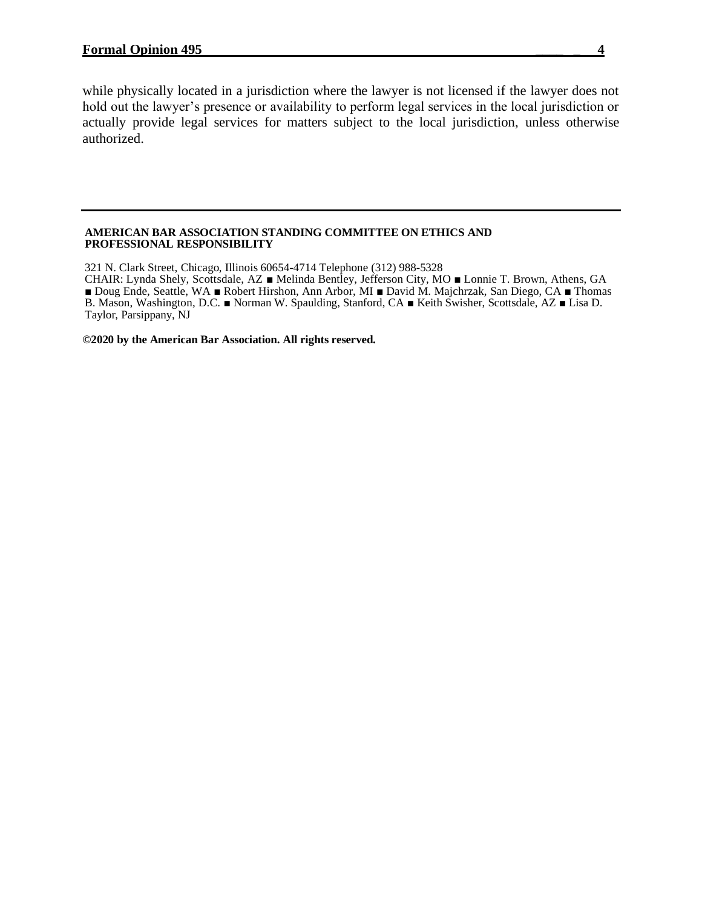while physically located in a jurisdiction where the lawyer is not licensed if the lawyer does not hold out the lawyer's presence or availability to perform legal services in the local jurisdiction or actually provide legal services for matters subject to the local jurisdiction, unless otherwise authorized.

---

**AMERICAN BAR ASSOCIATION STANDING COMMITTEE ON ETHICS AND PROFESSIONAL RESPONSIBILITY**

321 N. Clark Street, Chicago, Illinois 60654-4714 Telephone (312) 988-5328
CHAIR: Lynda Shely, Scottsdale, AZ ■ Melinda Bentley, Jefferson City, MO ■ Lonnie T. Brown, Athens, GA ■ Doug Ende, Seattle, WA ■ Robert Hirshon, Ann Arbor, MI ■ David M. Majchrzak, San Diego, CA ■ Thomas B. Mason, Washington, D.C. ■ Norman W. Spaulding, Stanford, CA ■ Keith Swisher, Scottsdale, AZ ■ Lisa D. Taylor, Parsippany, NJ

**©2020 by the American Bar Association. All rights reserved.**